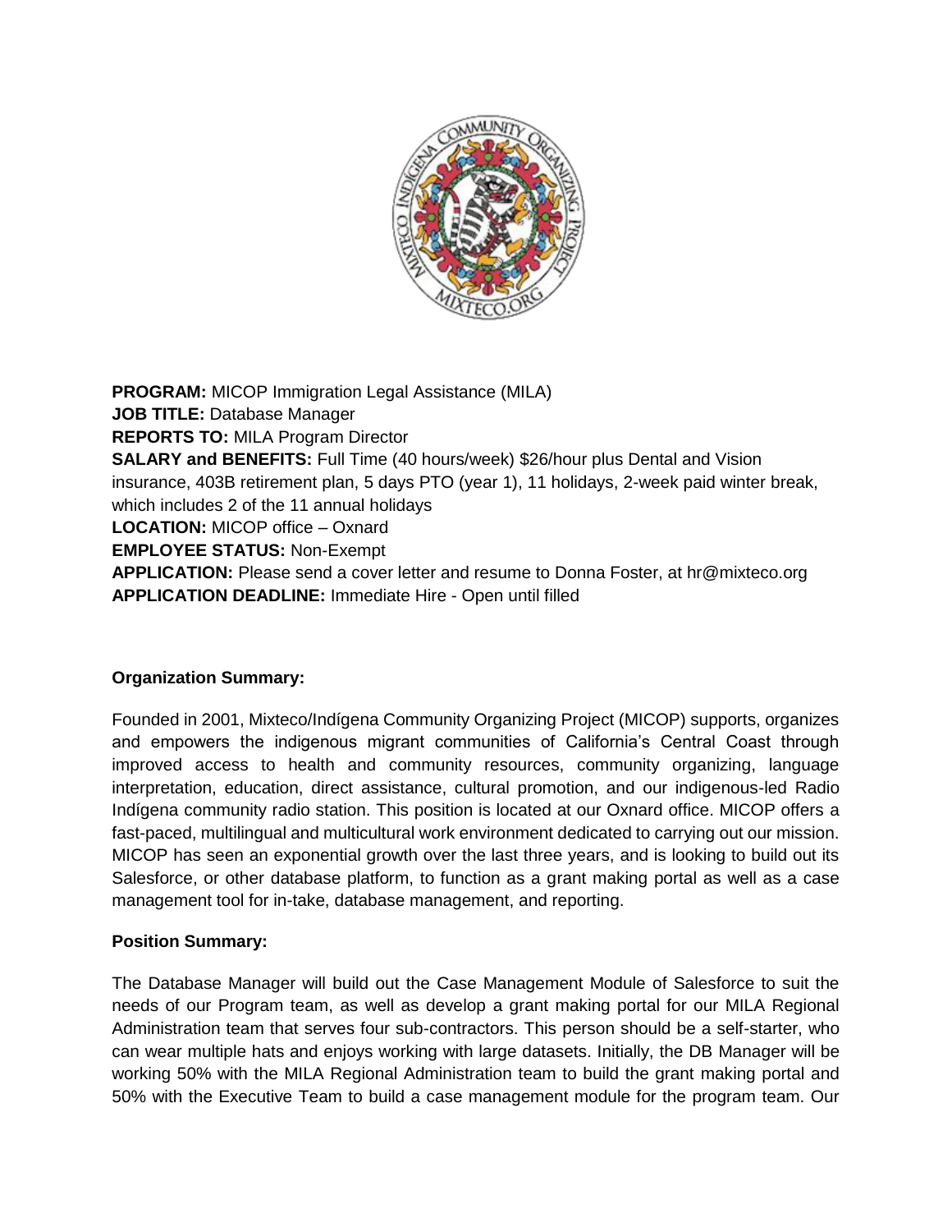**PROGRAM:** MICOP Immigration Legal Assistance (MILA)
**JOB TITLE:** Database Manager
**REPORTS TO:** MILA Program Director
**SALARY and BENEFITS:** Full Time (40 hours/week) $26/hour plus Dental and Vision insurance, 403B retirement plan, 5 days PTO (year 1), 11 holidays, 2-week paid winter break, which includes 2 of the 11 annual holidays
**LOCATION:** MICOP office – Oxnard
**EMPLOYEE STATUS:** Non-Exempt
**APPLICATION:** Please send a cover letter and resume to Donna Foster, at hr@mixteco.org
**APPLICATION DEADLINE:** Immediate Hire - Open until filled

**Organization Summary:**

Founded in 2001, Mixteco/Indígena Community Organizing Project (MICOP) supports, organizes and empowers the indigenous migrant communities of California's Central Coast through improved access to health and community resources, community organizing, language interpretation, education, direct assistance, cultural promotion, and our indigenous-led Radio Indígena community radio station. This position is located at our Oxnard office. MICOP offers a fast-paced, multilingual and multicultural work environment dedicated to carrying out our mission. MICOP has seen an exponential growth over the last three years, and is looking to build out its Salesforce, or other database platform, to function as a grant making portal as well as a case management tool for in-take, database management, and reporting.

**Position Summary:**

The Database Manager will build out the Case Management Module of Salesforce to suit the needs of our Program team, as well as develop a grant making portal for our MILA Regional Administration team that serves four sub-contractors. This person should be a self-starter, who can wear multiple hats and enjoys working with large datasets. Initially, the DB Manager will be working 50% with the MILA Regional Administration team to build the grant making portal and 50% with the Executive Team to build a case management module for the program team. Our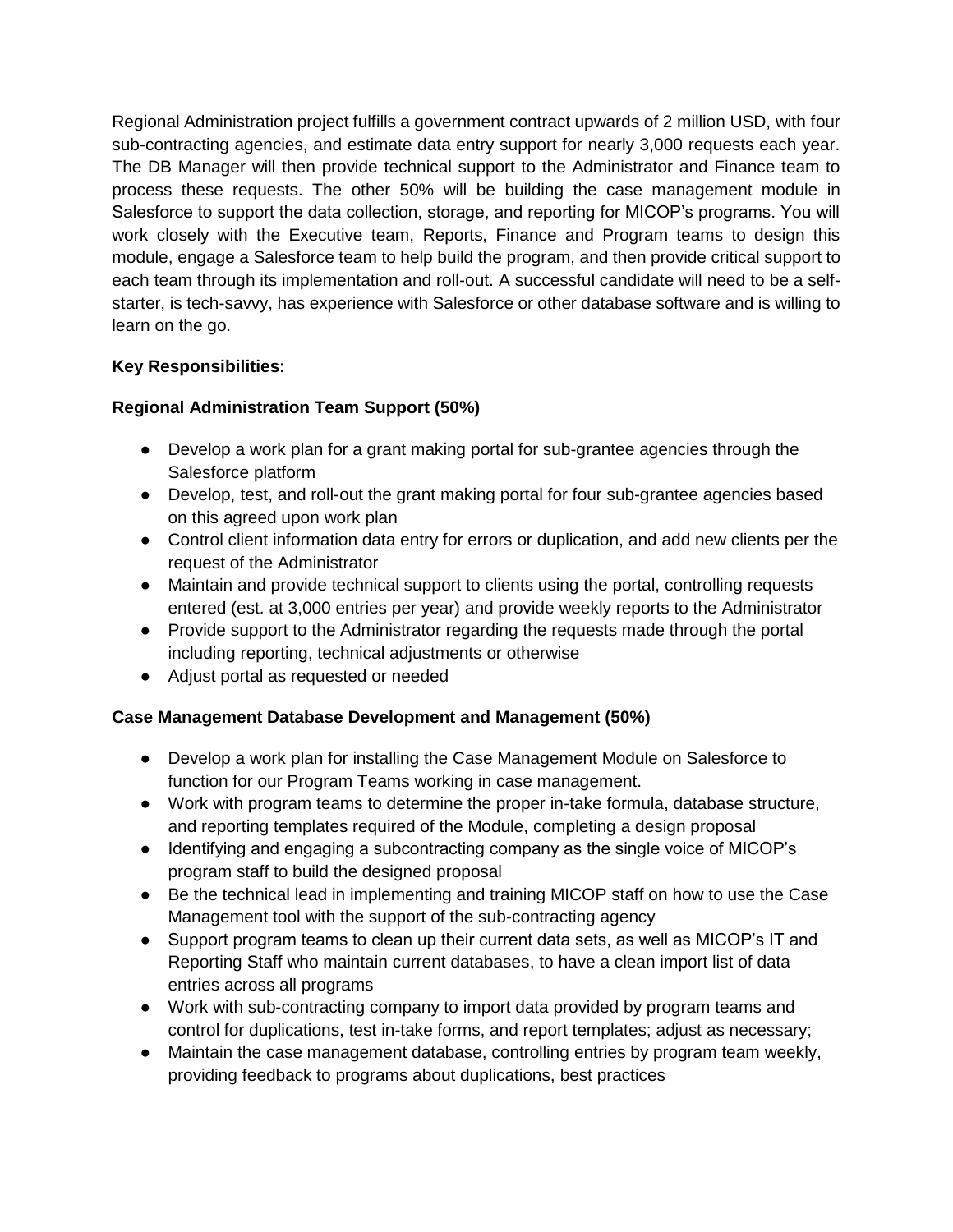Regional Administration project fulfills a government contract upwards of 2 million USD, with four sub-contracting agencies, and estimate data entry support for nearly 3,000 requests each year. The DB Manager will then provide technical support to the Administrator and Finance team to process these requests. The other 50% will be building the case management module in Salesforce to support the data collection, storage, and reporting for MICOP's programs. You will work closely with the Executive team, Reports, Finance and Program teams to design this module, engage a Salesforce team to help build the program, and then provide critical support to each team through its implementation and roll-out. A successful candidate will need to be a self-starter, is tech-savvy, has experience with Salesforce or other database software and is willing to learn on the go.

**Key Responsibilities:**

**Regional Administration Team Support (50%)**

- Develop a work plan for a grant making portal for sub-grantee agencies through the Salesforce platform
- Develop, test, and roll-out the grant making portal for four sub-grantee agencies based on this agreed upon work plan
- Control client information data entry for errors or duplication, and add new clients per the request of the Administrator
- Maintain and provide technical support to clients using the portal, controlling requests entered (est. at 3,000 entries per year) and provide weekly reports to the Administrator
- Provide support to the Administrator regarding the requests made through the portal including reporting, technical adjustments or otherwise
- Adjust portal as requested or needed

**Case Management Database Development and Management (50%)**

- Develop a work plan for installing the Case Management Module on Salesforce to function for our Program Teams working in case management.
- Work with program teams to determine the proper in-take formula, database structure, and reporting templates required of the Module, completing a design proposal
- Identifying and engaging a subcontracting company as the single voice of MICOP's program staff to build the designed proposal
- Be the technical lead in implementing and training MICOP staff on how to use the Case Management tool with the support of the sub-contracting agency
- Support program teams to clean up their current data sets, as well as MICOP's IT and Reporting Staff who maintain current databases, to have a clean import list of data entries across all programs
- Work with sub-contracting company to import data provided by program teams and control for duplications, test in-take forms, and report templates; adjust as necessary;
- Maintain the case management database, controlling entries by program team weekly, providing feedback to programs about duplications, best practices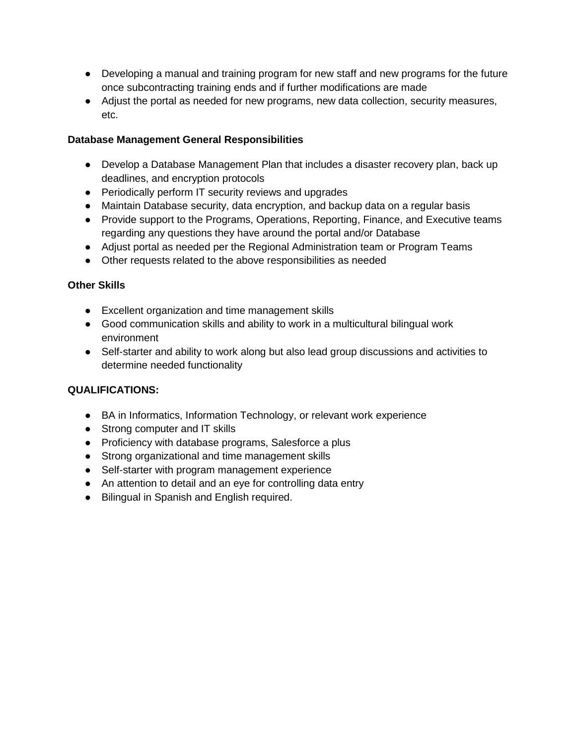- Developing a manual and training program for new staff and new programs for the future once subcontracting training ends and if further modifications are made
- Adjust the portal as needed for new programs, new data collection, security measures, etc.

**Database Management General Responsibilities**

- Develop a Database Management Plan that includes a disaster recovery plan, back up deadlines, and encryption protocols
- Periodically perform IT security reviews and upgrades
- Maintain Database security, data encryption, and backup data on a regular basis
- Provide support to the Programs, Operations, Reporting, Finance, and Executive teams regarding any questions they have around the portal and/or Database
- Adjust portal as needed per the Regional Administration team or Program Teams
- Other requests related to the above responsibilities as needed

**Other Skills**

- Excellent organization and time management skills
- Good communication skills and ability to work in a multicultural bilingual work environment
- Self-starter and ability to work along but also lead group discussions and activities to determine needed functionality

**QUALIFICATIONS:**

- BA in Informatics, Information Technology, or relevant work experience
- Strong computer and IT skills
- Proficiency with database programs, Salesforce a plus
- Strong organizational and time management skills
- Self-starter with program management experience
- An attention to detail and an eye for controlling data entry
- Bilingual in Spanish and English required.